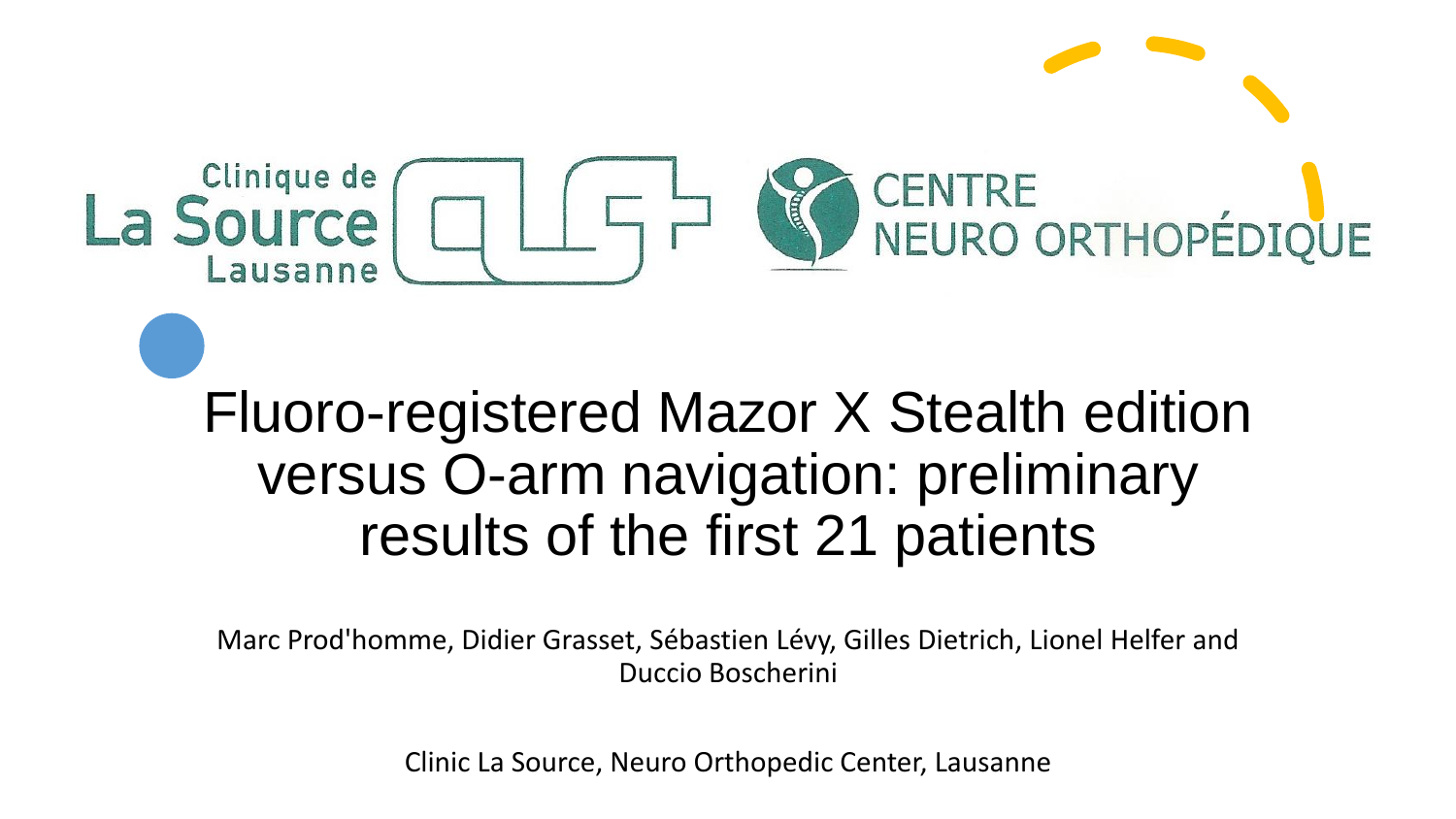Clinique de La Source Lausanne

CENTRE NEURO ORTHOPÉDIQUE

# Fluoro-registered Mazor X Stealth edition versus O-arm navigation: preliminary results of the first 21 patients

Marc Prod'homme, Didier Grasset, Sébastien Lévy, Gilles Dietrich, Lionel Helfer and Duccio Boscherini

Clinic La Source, Neuro Orthopedic Center, Lausanne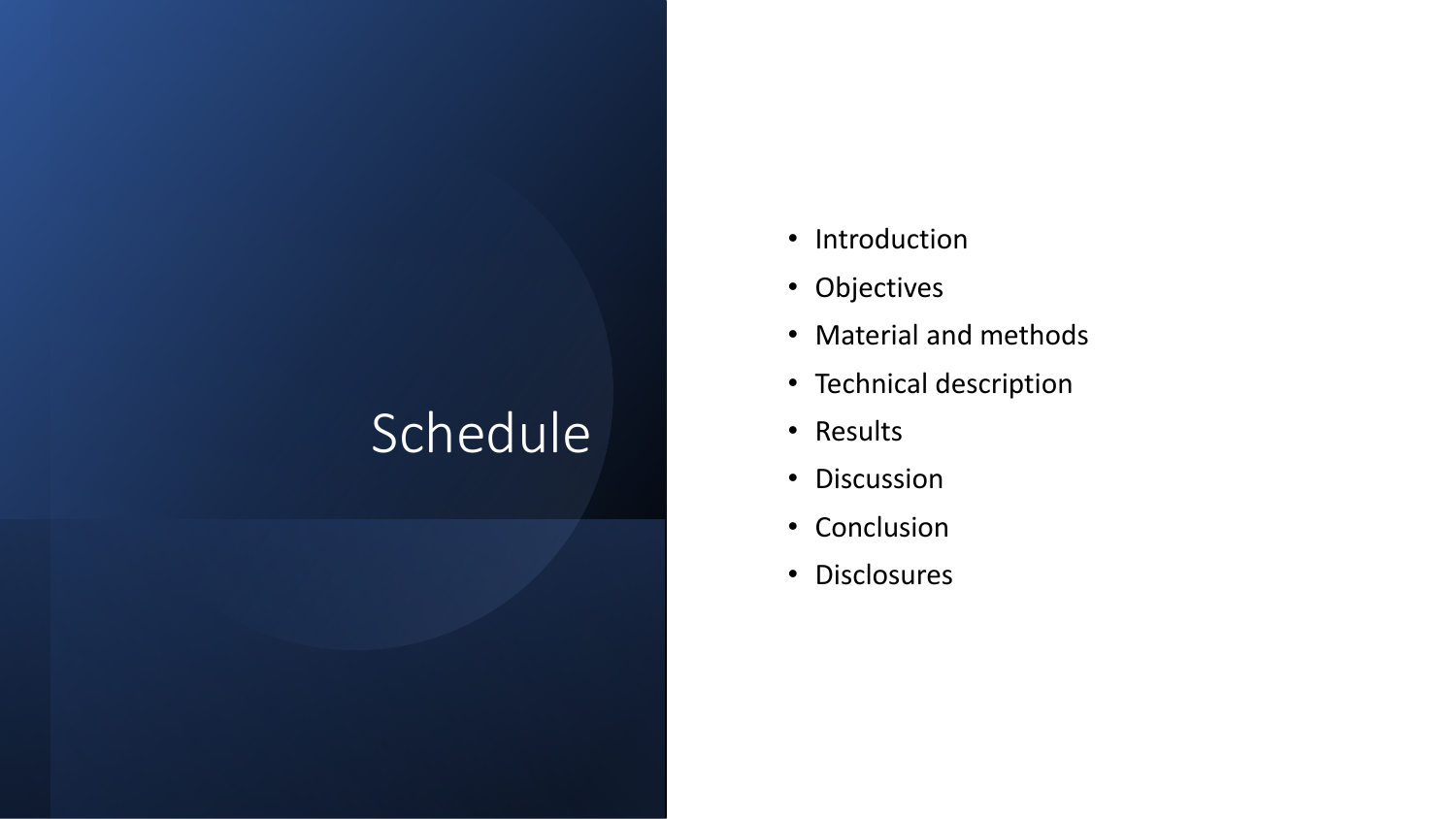# Schedule

- Introduction
- Objectives
- Material and methods
- Technical description
- Results
- Discussion
- Conclusion
- Disclosures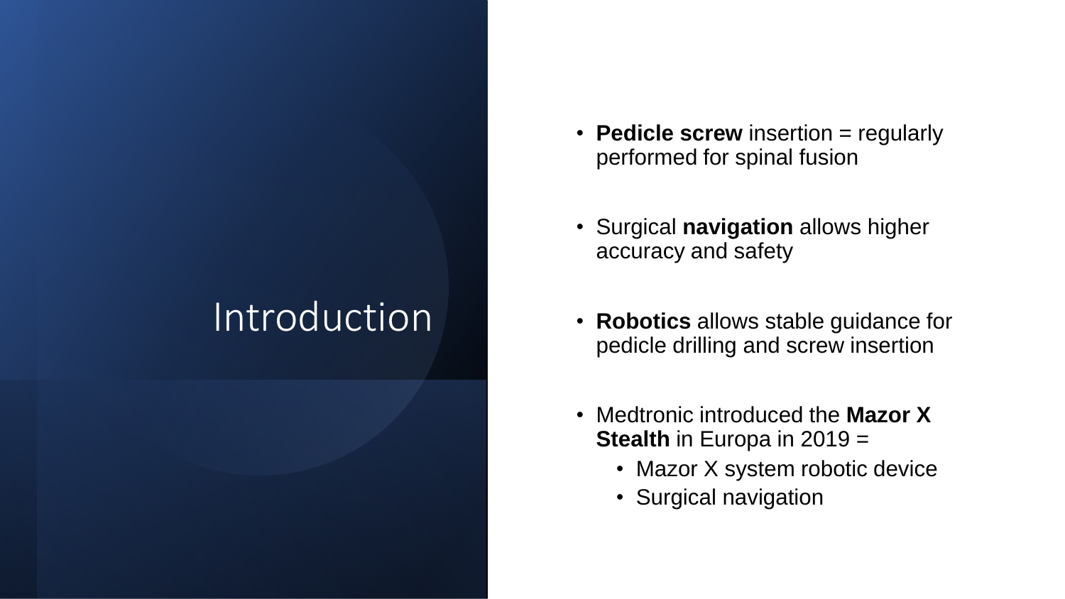# Introduction

- **Pedicle screw** insertion = regularly performed for spinal fusion
- Surgical **navigation** allows higher accuracy and safety
- **Robotics** allows stable guidance for pedicle drilling and screw insertion
- Medtronic introduced the **Mazor X Stealth** in Europa in 2019 =
  - Mazor X system robotic device
  - Surgical navigation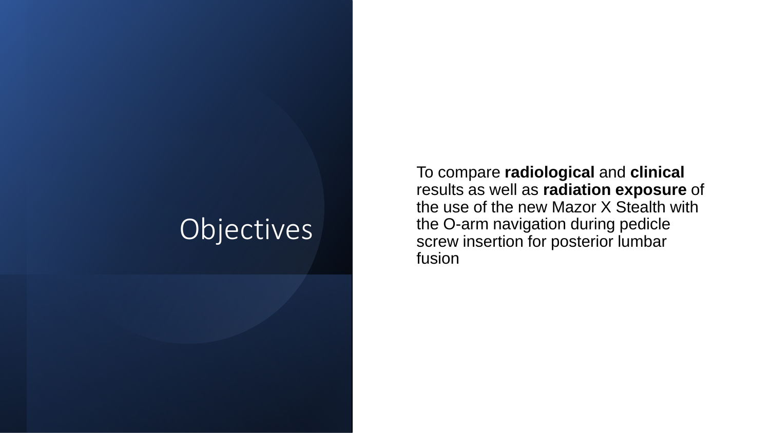# Objectives

To compare **radiological** and **clinical** results as well as **radiation exposure** of the use of the new Mazor X Stealth with the O-arm navigation during pedicle screw insertion for posterior lumbar fusion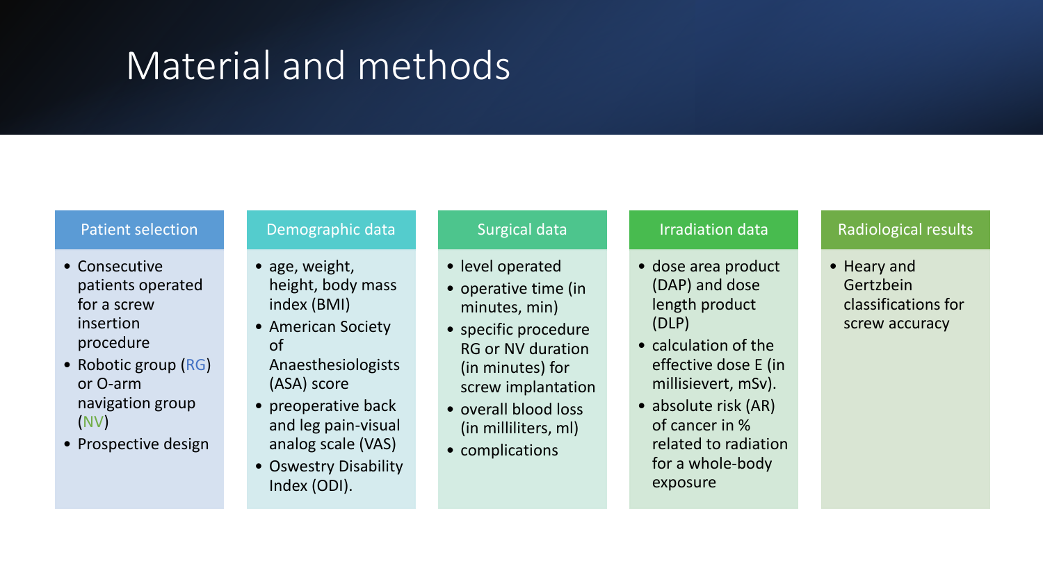# Material and methods

## Patient selection

- Consecutive patients operated for a screw insertion procedure
- Robotic group (RG) or O-arm navigation group (NV)
- Prospective design

## Demographic data

- age, weight, height, body mass index (BMI)
- American Society of Anaesthesiologists (ASA) score
- preoperative back and leg pain-visual analog scale (VAS)
- Oswestry Disability Index (ODI).

## Surgical data

- level operated
- operative time (in minutes, min)
- specific procedure RG or NV duration (in minutes) for screw implantation
- overall blood loss (in milliliters, ml)
- complications

## Irradiation data

- dose area product (DAP) and dose length product (DLP)
- calculation of the effective dose E (in millisievert, mSv).
- absolute risk (AR) of cancer in % related to radiation for a whole-body exposure

## Radiological results

- Heary and Gertzbein classifications for screw accuracy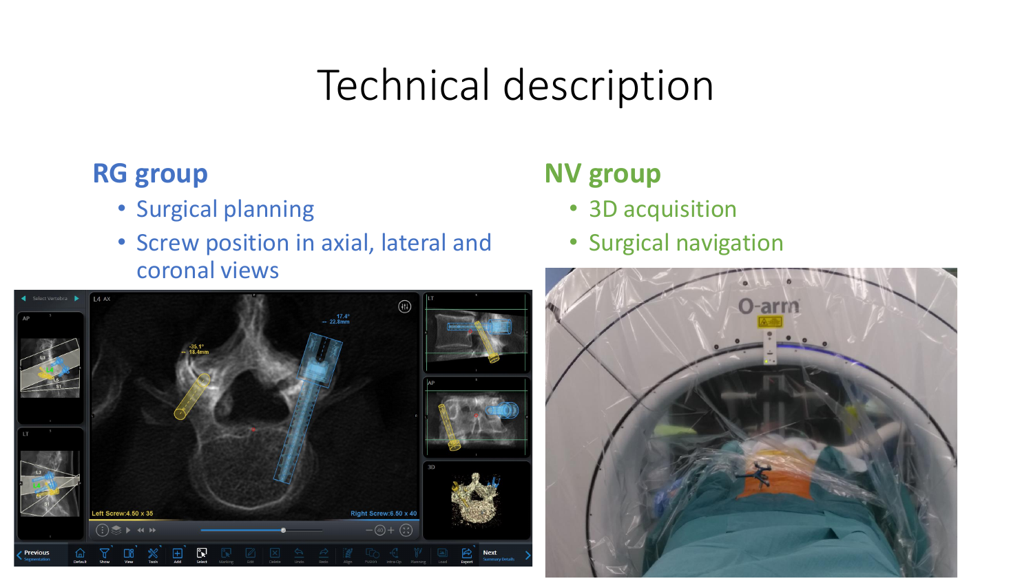# Technical description

## RG group

- Surgical planning
- Screw position in axial, lateral and coronal views

## NV group

- 3D acquisition
- Surgical navigation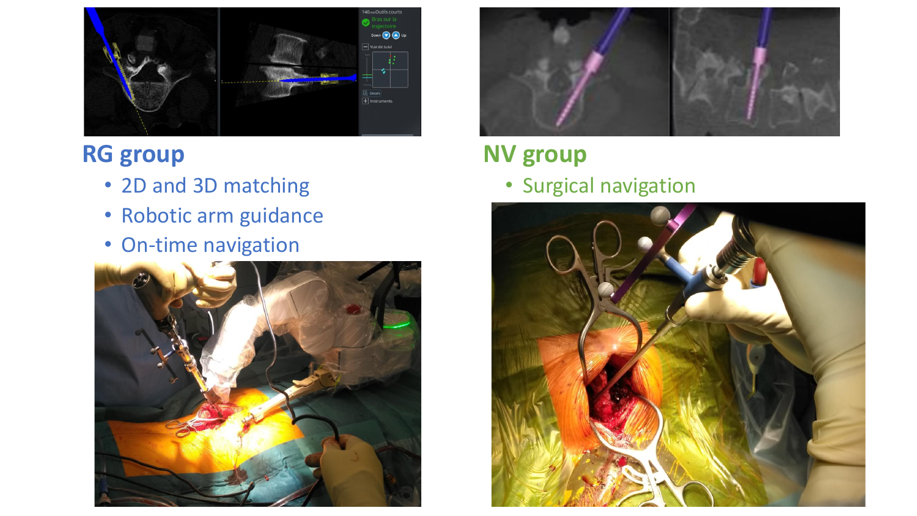## RG group

- 2D and 3D matching
- Robotic arm guidance
- On-time navigation

## NV group

- Surgical navigation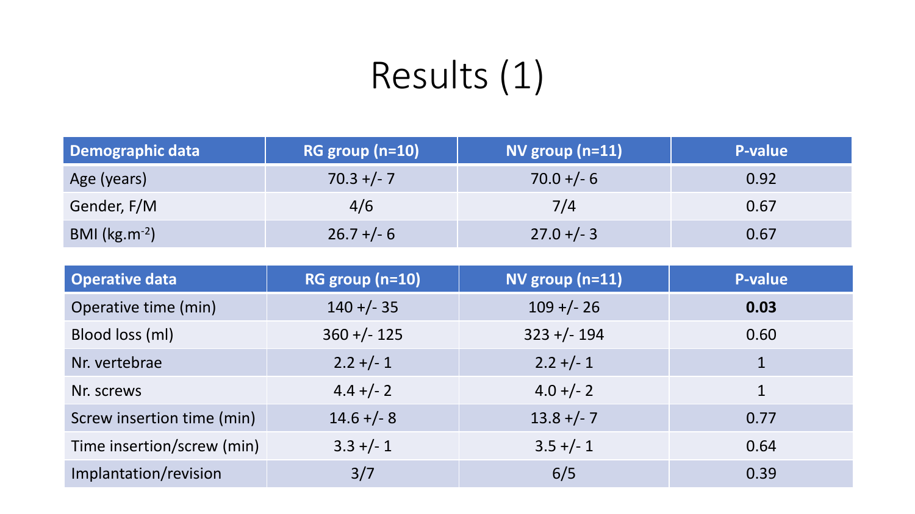# Results (1)

| Demographic data | RG group (n=10) | NV group (n=11) | P-value |
|---|---|---|---|
| Age (years) | 70.3 +/- 7 | 70.0 +/- 6 | 0.92 |
| Gender, F/M | 4/6 | 7/4 | 0.67 |
| BMI ($kg.m^{-2}$) | 26.7 +/- 6 | 27.0 +/- 3 | 0.67 |

| Operative data | RG group (n=10) | NV group (n=11) | P-value |
|---|---|---|---|
| Operative time (min) | 140 +/- 35 | 109 +/- 26 | **0.03** |
| Blood loss (ml) | 360 +/- 125 | 323 +/- 194 | 0.60 |
| Nr. vertebrae | 2.2 +/- 1 | 2.2 +/- 1 | 1 |
| Nr. screws | 4.4 +/- 2 | 4.0 +/- 2 | 1 |
| Screw insertion time (min) | 14.6 +/- 8 | 13.8 +/- 7 | 0.77 |
| Time insertion/screw (min) | 3.3 +/- 1 | 3.5 +/- 1 | 0.64 |
| Implantation/revision | 3/7 | 6/5 | 0.39 |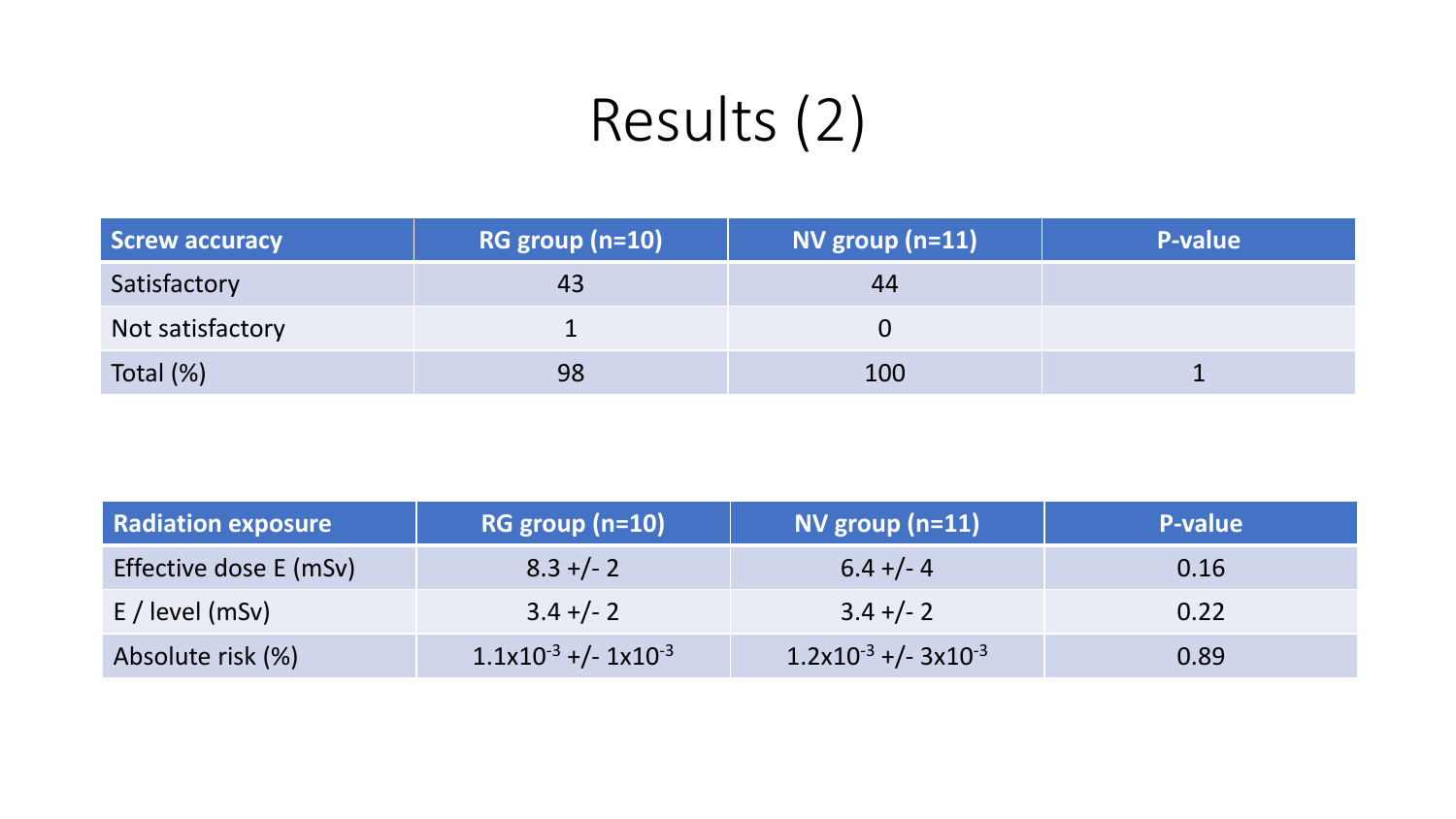# Results (2)

| Screw accuracy | RG group (n=10) | NV group (n=11) | P-value |
|---|---|---|---|
| Satisfactory | 43 | 44 | |
| Not satisfactory | 1 | 0 | |
| Total (%) | 98 | 100 | 1 |

| Radiation exposure | RG group (n=10) | NV group (n=11) | P-value |
|---|---|---|---|
| Effective dose E (mSv) | 8.3 +/- 2 | 6.4 +/- 4 | 0.16 |
| E / level (mSv) | 3.4 +/- 2 | 3.4 +/- 2 | 0.22 |
| Absolute risk (%) | $1.1 \times 10^{-3}$ +/- $1 \times 10^{-3}$ | $1.2 \times 10^{-3}$ +/- $3 \times 10^{-3}$ | 0.89 |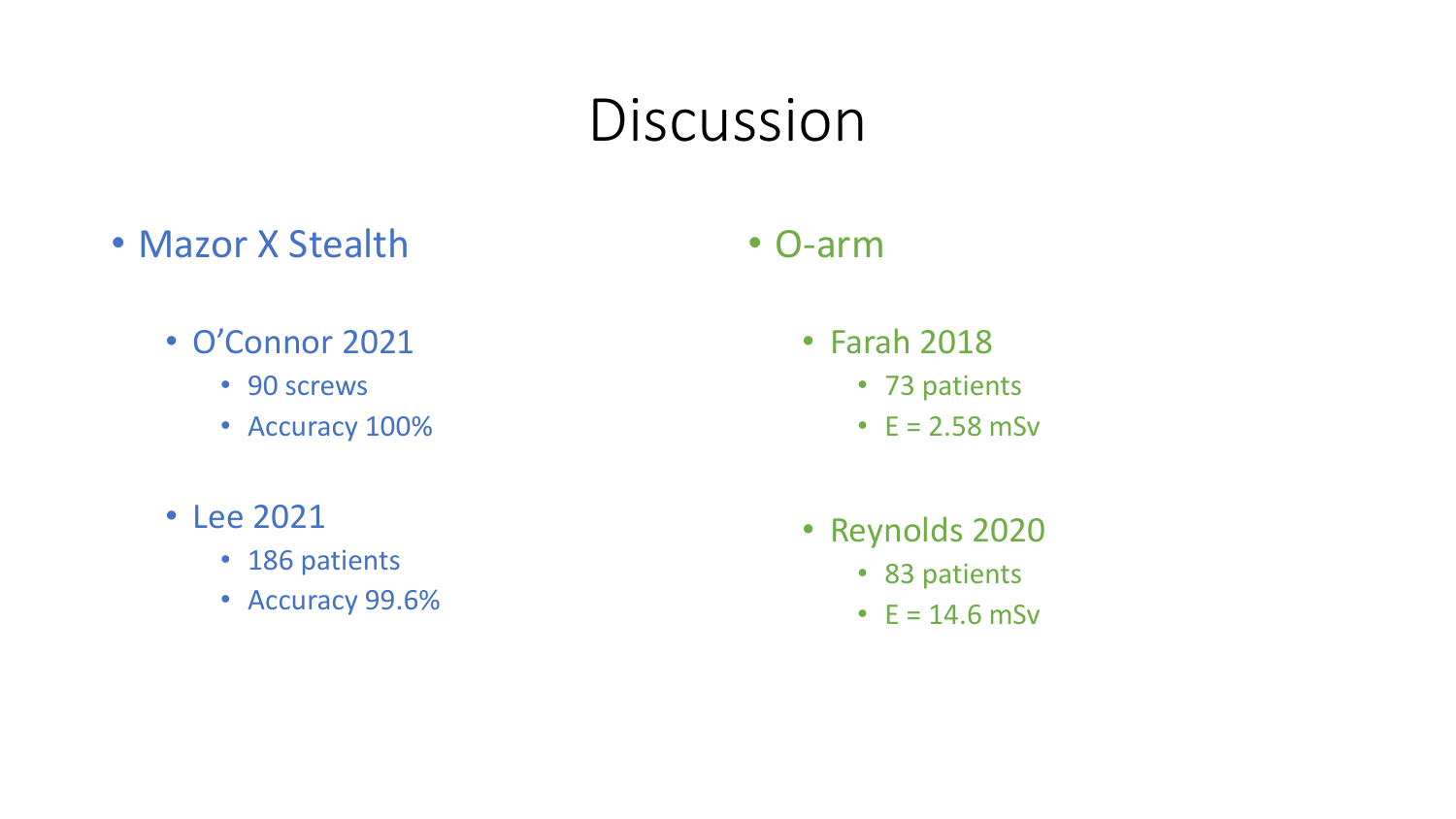# Discussion

- Mazor X Stealth
  - O'Connor 2021
    - 90 screws
    - Accuracy 100%
  - Lee 2021
    - 186 patients
    - Accuracy 99.6%

- O-arm
  - Farah 2018
    - 73 patients
    - E = 2.58 mSv
  - Reynolds 2020
    - 83 patients
    - E = 14.6 mSv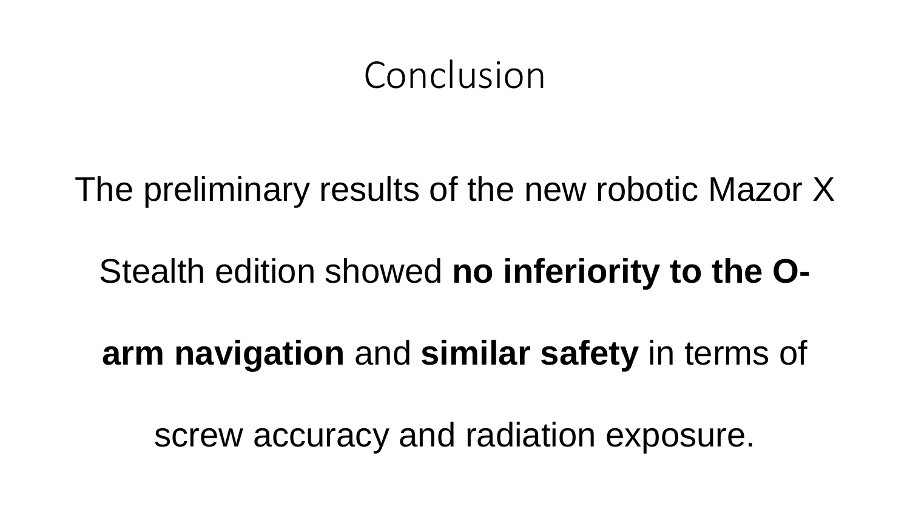# Conclusion

The preliminary results of the new robotic Mazor X Stealth edition showed **no inferiority to the O-arm navigation** and **similar safety** in terms of screw accuracy and radiation exposure.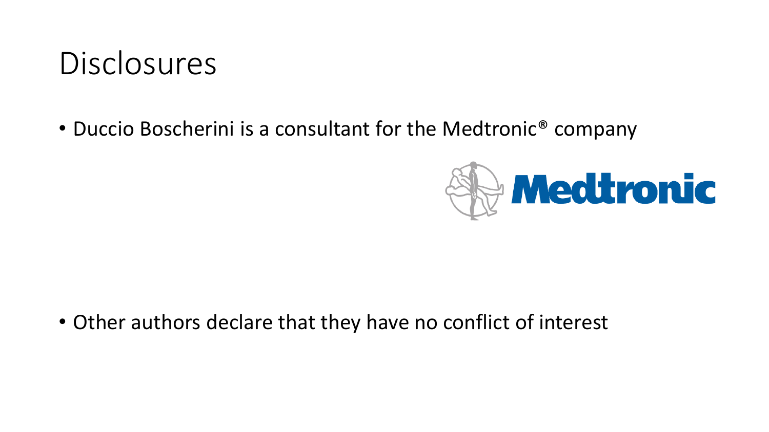# Disclosures

- Duccio Boscherini is a consultant for the Medtronic® company

- Other authors declare that they have no conflict of interest